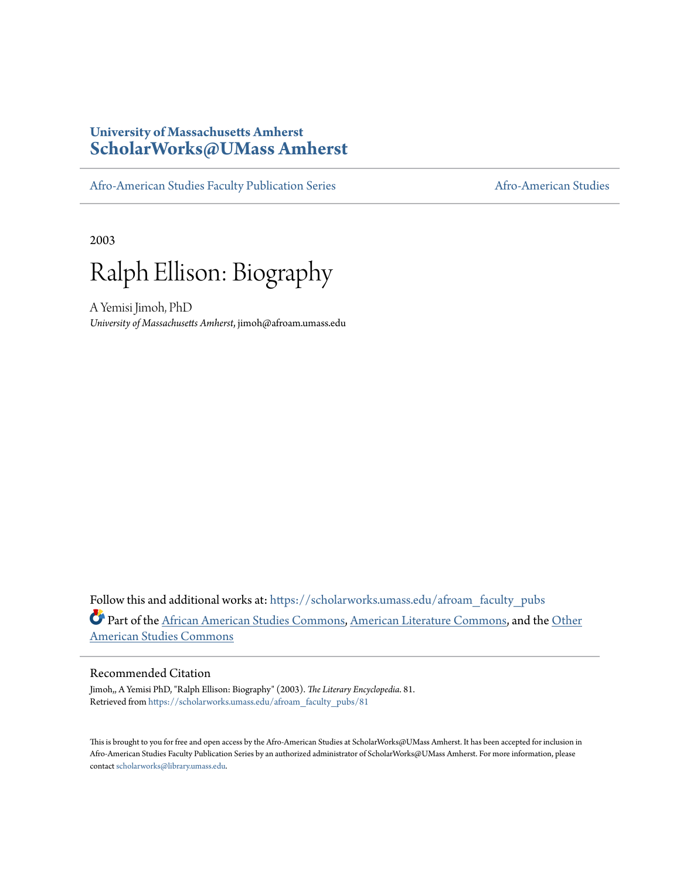University of Massachusetts Amherst
**ScholarWorks@UMass Amherst**

Afro-American Studies Faculty Publication Series | Afro-American Studies

2003

# Ralph Ellison: Biography

A Yemisi Jimoh, PhD
*University of Massachusetts Amherst*, jimoh@afroam.umass.edu

Follow this and additional works at: https://scholarworks.umass.edu/afroam_faculty_pubs

Part of the African American Studies Commons, American Literature Commons, and the Other American Studies Commons

## Recommended Citation

Jimoh,, A Yemisi PhD, "Ralph Ellison: Biography" (2003). *The Literary Encyclopedia*. 81.
Retrieved from https://scholarworks.umass.edu/afroam_faculty_pubs/81

This is brought to you for free and open access by the Afro-American Studies at ScholarWorks@UMass Amherst. It has been accepted for inclusion in Afro-American Studies Faculty Publication Series by an authorized administrator of ScholarWorks@UMass Amherst. For more information, please contact scholarworks@library.umass.edu.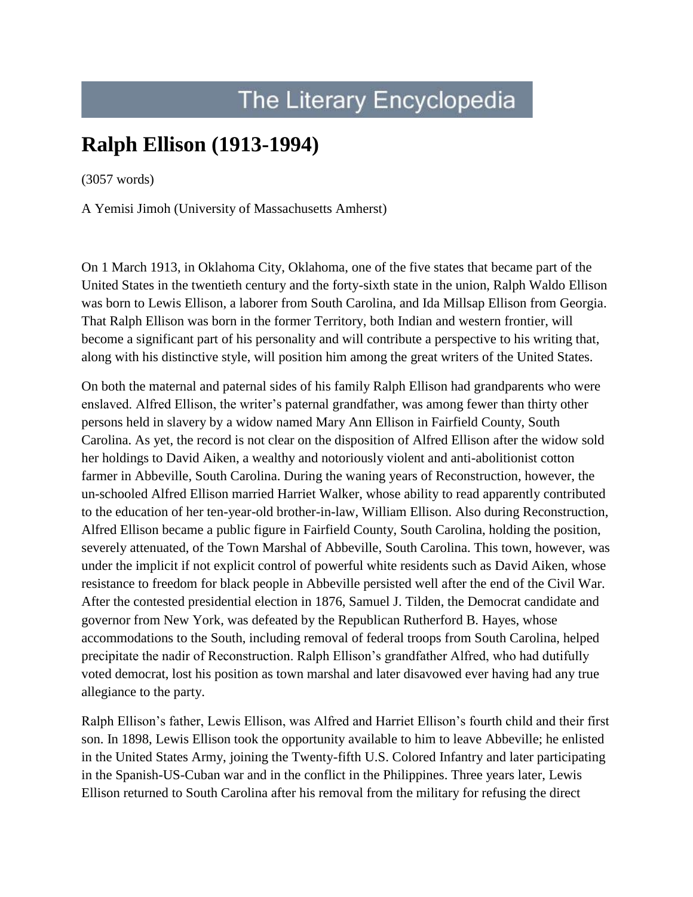# The Literary Encyclopedia

# Ralph Ellison (1913-1994)

(3057 words)

A Yemisi Jimoh (University of Massachusetts Amherst)

On 1 March 1913, in Oklahoma City, Oklahoma, one of the five states that became part of the United States in the twentieth century and the forty-sixth state in the union, Ralph Waldo Ellison was born to Lewis Ellison, a laborer from South Carolina, and Ida Millsap Ellison from Georgia. That Ralph Ellison was born in the former Territory, both Indian and western frontier, will become a significant part of his personality and will contribute a perspective to his writing that, along with his distinctive style, will position him among the great writers of the United States.

On both the maternal and paternal sides of his family Ralph Ellison had grandparents who were enslaved. Alfred Ellison, the writer's paternal grandfather, was among fewer than thirty other persons held in slavery by a widow named Mary Ann Ellison in Fairfield County, South Carolina. As yet, the record is not clear on the disposition of Alfred Ellison after the widow sold her holdings to David Aiken, a wealthy and notoriously violent and anti-abolitionist cotton farmer in Abbeville, South Carolina. During the waning years of Reconstruction, however, the un-schooled Alfred Ellison married Harriet Walker, whose ability to read apparently contributed to the education of her ten-year-old brother-in-law, William Ellison. Also during Reconstruction, Alfred Ellison became a public figure in Fairfield County, South Carolina, holding the position, severely attenuated, of the Town Marshal of Abbeville, South Carolina. This town, however, was under the implicit if not explicit control of powerful white residents such as David Aiken, whose resistance to freedom for black people in Abbeville persisted well after the end of the Civil War. After the contested presidential election in 1876, Samuel J. Tilden, the Democrat candidate and governor from New York, was defeated by the Republican Rutherford B. Hayes, whose accommodations to the South, including removal of federal troops from South Carolina, helped precipitate the nadir of Reconstruction. Ralph Ellison's grandfather Alfred, who had dutifully voted democrat, lost his position as town marshal and later disavowed ever having had any true allegiance to the party.

Ralph Ellison's father, Lewis Ellison, was Alfred and Harriet Ellison's fourth child and their first son. In 1898, Lewis Ellison took the opportunity available to him to leave Abbeville; he enlisted in the United States Army, joining the Twenty-fifth U.S. Colored Infantry and later participating in the Spanish-US-Cuban war and in the conflict in the Philippines. Three years later, Lewis Ellison returned to South Carolina after his removal from the military for refusing the direct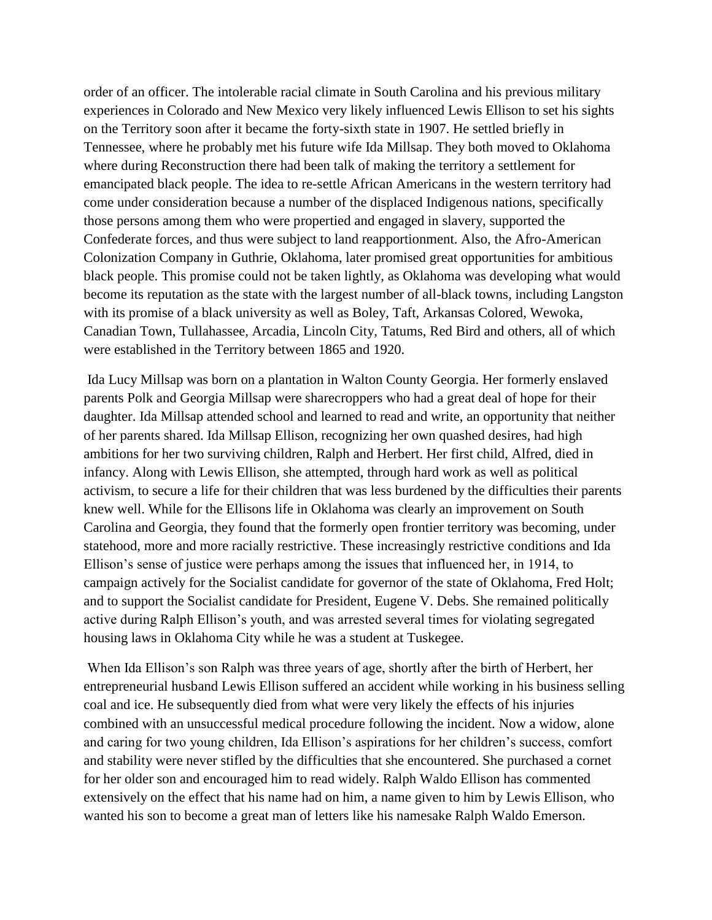order of an officer. The intolerable racial climate in South Carolina and his previous military experiences in Colorado and New Mexico very likely influenced Lewis Ellison to set his sights on the Territory soon after it became the forty-sixth state in 1907. He settled briefly in Tennessee, where he probably met his future wife Ida Millsap. They both moved to Oklahoma where during Reconstruction there had been talk of making the territory a settlement for emancipated black people. The idea to re-settle African Americans in the western territory had come under consideration because a number of the displaced Indigenous nations, specifically those persons among them who were propertied and engaged in slavery, supported the Confederate forces, and thus were subject to land reapportionment. Also, the Afro-American Colonization Company in Guthrie, Oklahoma, later promised great opportunities for ambitious black people. This promise could not be taken lightly, as Oklahoma was developing what would become its reputation as the state with the largest number of all-black towns, including Langston with its promise of a black university as well as Boley, Taft, Arkansas Colored, Wewoka, Canadian Town, Tullahassee, Arcadia, Lincoln City, Tatums, Red Bird and others, all of which were established in the Territory between 1865 and 1920.

Ida Lucy Millsap was born on a plantation in Walton County Georgia. Her formerly enslaved parents Polk and Georgia Millsap were sharecroppers who had a great deal of hope for their daughter. Ida Millsap attended school and learned to read and write, an opportunity that neither of her parents shared. Ida Millsap Ellison, recognizing her own quashed desires, had high ambitions for her two surviving children, Ralph and Herbert. Her first child, Alfred, died in infancy. Along with Lewis Ellison, she attempted, through hard work as well as political activism, to secure a life for their children that was less burdened by the difficulties their parents knew well. While for the Ellisons life in Oklahoma was clearly an improvement on South Carolina and Georgia, they found that the formerly open frontier territory was becoming, under statehood, more and more racially restrictive. These increasingly restrictive conditions and Ida Ellison's sense of justice were perhaps among the issues that influenced her, in 1914, to campaign actively for the Socialist candidate for governor of the state of Oklahoma, Fred Holt; and to support the Socialist candidate for President, Eugene V. Debs. She remained politically active during Ralph Ellison's youth, and was arrested several times for violating segregated housing laws in Oklahoma City while he was a student at Tuskegee.

When Ida Ellison's son Ralph was three years of age, shortly after the birth of Herbert, her entrepreneurial husband Lewis Ellison suffered an accident while working in his business selling coal and ice. He subsequently died from what were very likely the effects of his injuries combined with an unsuccessful medical procedure following the incident. Now a widow, alone and caring for two young children, Ida Ellison's aspirations for her children's success, comfort and stability were never stifled by the difficulties that she encountered. She purchased a cornet for her older son and encouraged him to read widely. Ralph Waldo Ellison has commented extensively on the effect that his name had on him, a name given to him by Lewis Ellison, who wanted his son to become a great man of letters like his namesake Ralph Waldo Emerson.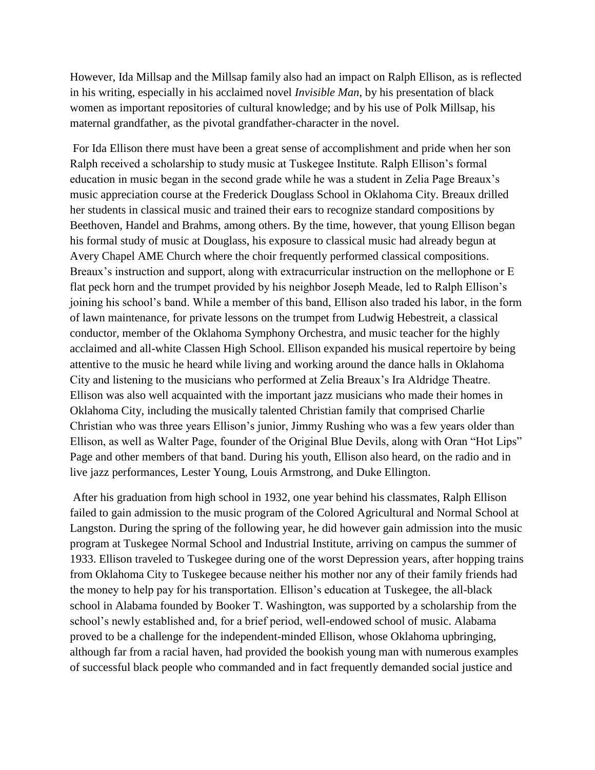However, Ida Millsap and the Millsap family also had an impact on Ralph Ellison, as is reflected in his writing, especially in his acclaimed novel *Invisible Man*, by his presentation of black women as important repositories of cultural knowledge; and by his use of Polk Millsap, his maternal grandfather, as the pivotal grandfather-character in the novel.

For Ida Ellison there must have been a great sense of accomplishment and pride when her son Ralph received a scholarship to study music at Tuskegee Institute. Ralph Ellison's formal education in music began in the second grade while he was a student in Zelia Page Breaux's music appreciation course at the Frederick Douglass School in Oklahoma City. Breaux drilled her students in classical music and trained their ears to recognize standard compositions by Beethoven, Handel and Brahms, among others. By the time, however, that young Ellison began his formal study of music at Douglass, his exposure to classical music had already begun at Avery Chapel AME Church where the choir frequently performed classical compositions. Breaux's instruction and support, along with extracurricular instruction on the mellophone or E flat peck horn and the trumpet provided by his neighbor Joseph Meade, led to Ralph Ellison's joining his school's band. While a member of this band, Ellison also traded his labor, in the form of lawn maintenance, for private lessons on the trumpet from Ludwig Hebestreit, a classical conductor, member of the Oklahoma Symphony Orchestra, and music teacher for the highly acclaimed and all-white Classen High School. Ellison expanded his musical repertoire by being attentive to the music he heard while living and working around the dance halls in Oklahoma City and listening to the musicians who performed at Zelia Breaux's Ira Aldridge Theatre. Ellison was also well acquainted with the important jazz musicians who made their homes in Oklahoma City, including the musically talented Christian family that comprised Charlie Christian who was three years Ellison's junior, Jimmy Rushing who was a few years older than Ellison, as well as Walter Page, founder of the Original Blue Devils, along with Oran "Hot Lips" Page and other members of that band. During his youth, Ellison also heard, on the radio and in live jazz performances, Lester Young, Louis Armstrong, and Duke Ellington.

After his graduation from high school in 1932, one year behind his classmates, Ralph Ellison failed to gain admission to the music program of the Colored Agricultural and Normal School at Langston. During the spring of the following year, he did however gain admission into the music program at Tuskegee Normal School and Industrial Institute, arriving on campus the summer of 1933. Ellison traveled to Tuskegee during one of the worst Depression years, after hopping trains from Oklahoma City to Tuskegee because neither his mother nor any of their family friends had the money to help pay for his transportation. Ellison's education at Tuskegee, the all-black school in Alabama founded by Booker T. Washington, was supported by a scholarship from the school's newly established and, for a brief period, well-endowed school of music. Alabama proved to be a challenge for the independent-minded Ellison, whose Oklahoma upbringing, although far from a racial haven, had provided the bookish young man with numerous examples of successful black people who commanded and in fact frequently demanded social justice and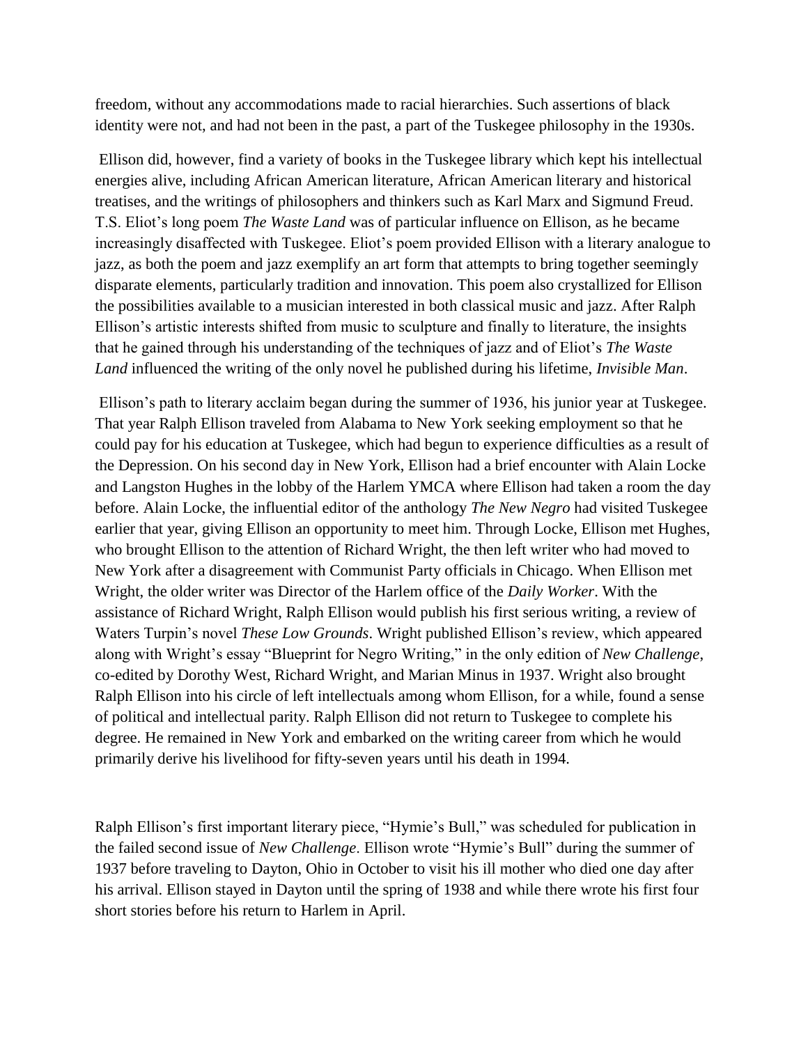freedom, without any accommodations made to racial hierarchies. Such assertions of black identity were not, and had not been in the past, a part of the Tuskegee philosophy in the 1930s.

Ellison did, however, find a variety of books in the Tuskegee library which kept his intellectual energies alive, including African American literature, African American literary and historical treatises, and the writings of philosophers and thinkers such as Karl Marx and Sigmund Freud. T.S. Eliot's long poem *The Waste Land* was of particular influence on Ellison, as he became increasingly disaffected with Tuskegee. Eliot's poem provided Ellison with a literary analogue to jazz, as both the poem and jazz exemplify an art form that attempts to bring together seemingly disparate elements, particularly tradition and innovation. This poem also crystallized for Ellison the possibilities available to a musician interested in both classical music and jazz. After Ralph Ellison's artistic interests shifted from music to sculpture and finally to literature, the insights that he gained through his understanding of the techniques of jazz and of Eliot's *The Waste Land* influenced the writing of the only novel he published during his lifetime, *Invisible Man*.

Ellison's path to literary acclaim began during the summer of 1936, his junior year at Tuskegee. That year Ralph Ellison traveled from Alabama to New York seeking employment so that he could pay for his education at Tuskegee, which had begun to experience difficulties as a result of the Depression. On his second day in New York, Ellison had a brief encounter with Alain Locke and Langston Hughes in the lobby of the Harlem YMCA where Ellison had taken a room the day before. Alain Locke, the influential editor of the anthology *The New Negro* had visited Tuskegee earlier that year, giving Ellison an opportunity to meet him. Through Locke, Ellison met Hughes, who brought Ellison to the attention of Richard Wright, the then left writer who had moved to New York after a disagreement with Communist Party officials in Chicago. When Ellison met Wright, the older writer was Director of the Harlem office of the *Daily Worker*. With the assistance of Richard Wright, Ralph Ellison would publish his first serious writing, a review of Waters Turpin's novel *These Low Grounds*. Wright published Ellison's review, which appeared along with Wright's essay "Blueprint for Negro Writing," in the only edition of *New Challenge*, co-edited by Dorothy West, Richard Wright, and Marian Minus in 1937. Wright also brought Ralph Ellison into his circle of left intellectuals among whom Ellison, for a while, found a sense of political and intellectual parity. Ralph Ellison did not return to Tuskegee to complete his degree. He remained in New York and embarked on the writing career from which he would primarily derive his livelihood for fifty-seven years until his death in 1994.

Ralph Ellison's first important literary piece, "Hymie's Bull," was scheduled for publication in the failed second issue of *New Challenge*. Ellison wrote "Hymie's Bull" during the summer of 1937 before traveling to Dayton, Ohio in October to visit his ill mother who died one day after his arrival. Ellison stayed in Dayton until the spring of 1938 and while there wrote his first four short stories before his return to Harlem in April.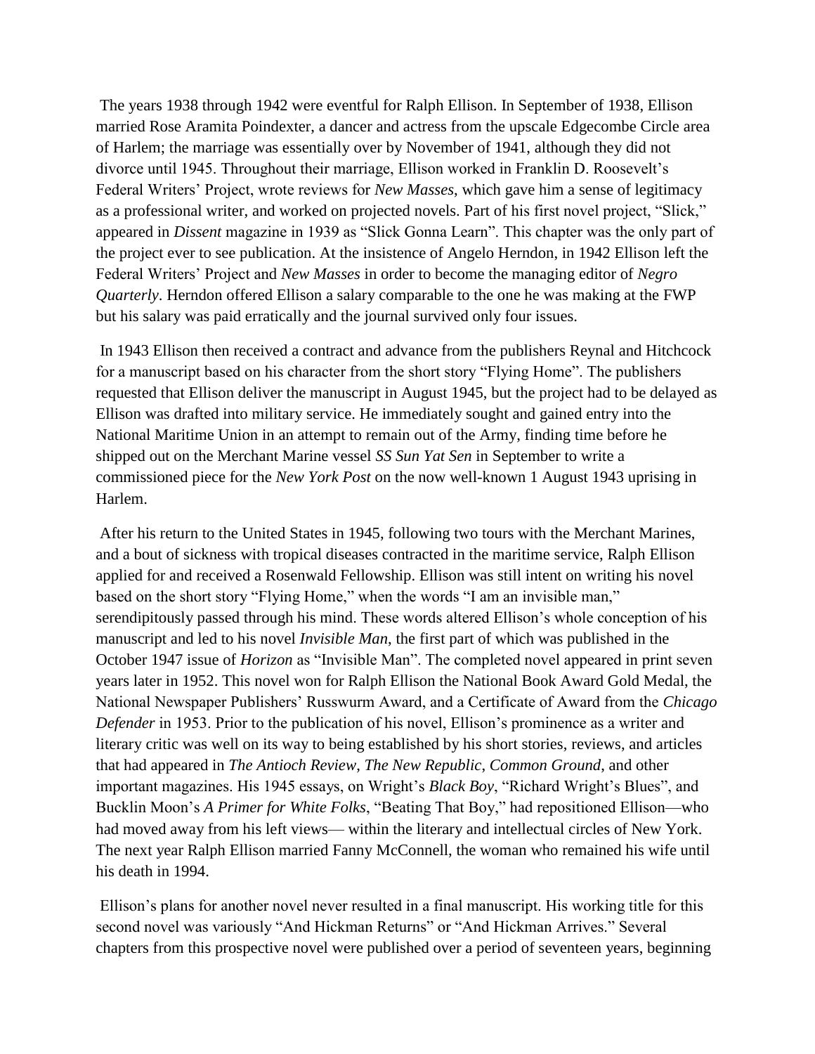The years 1938 through 1942 were eventful for Ralph Ellison. In September of 1938, Ellison married Rose Aramita Poindexter, a dancer and actress from the upscale Edgecombe Circle area of Harlem; the marriage was essentially over by November of 1941, although they did not divorce until 1945. Throughout their marriage, Ellison worked in Franklin D. Roosevelt's Federal Writers' Project, wrote reviews for *New Masses*, which gave him a sense of legitimacy as a professional writer, and worked on projected novels. Part of his first novel project, "Slick," appeared in *Dissent* magazine in 1939 as "Slick Gonna Learn". This chapter was the only part of the project ever to see publication. At the insistence of Angelo Herndon, in 1942 Ellison left the Federal Writers' Project and *New Masses* in order to become the managing editor of *Negro Quarterly*. Herndon offered Ellison a salary comparable to the one he was making at the FWP but his salary was paid erratically and the journal survived only four issues.

In 1943 Ellison then received a contract and advance from the publishers Reynal and Hitchcock for a manuscript based on his character from the short story "Flying Home". The publishers requested that Ellison deliver the manuscript in August 1945, but the project had to be delayed as Ellison was drafted into military service. He immediately sought and gained entry into the National Maritime Union in an attempt to remain out of the Army, finding time before he shipped out on the Merchant Marine vessel *SS Sun Yat Sen* in September to write a commissioned piece for the *New York Post* on the now well-known 1 August 1943 uprising in Harlem.

After his return to the United States in 1945, following two tours with the Merchant Marines, and a bout of sickness with tropical diseases contracted in the maritime service, Ralph Ellison applied for and received a Rosenwald Fellowship. Ellison was still intent on writing his novel based on the short story "Flying Home," when the words "I am an invisible man," serendipitously passed through his mind. These words altered Ellison's whole conception of his manuscript and led to his novel *Invisible Man*, the first part of which was published in the October 1947 issue of *Horizon* as "Invisible Man". The completed novel appeared in print seven years later in 1952. This novel won for Ralph Ellison the National Book Award Gold Medal, the National Newspaper Publishers' Russwurm Award, and a Certificate of Award from the *Chicago Defender* in 1953. Prior to the publication of his novel, Ellison's prominence as a writer and literary critic was well on its way to being established by his short stories, reviews, and articles that had appeared in *The Antioch Review*, *The New Republic*, *Common Ground*, and other important magazines. His 1945 essays, on Wright's *Black Boy*, "Richard Wright's Blues", and Bucklin Moon's *A Primer for White Folks*, "Beating That Boy," had repositioned Ellison—who had moved away from his left views— within the literary and intellectual circles of New York. The next year Ralph Ellison married Fanny McConnell, the woman who remained his wife until his death in 1994.

Ellison's plans for another novel never resulted in a final manuscript. His working title for this second novel was variously "And Hickman Returns" or "And Hickman Arrives." Several chapters from this prospective novel were published over a period of seventeen years, beginning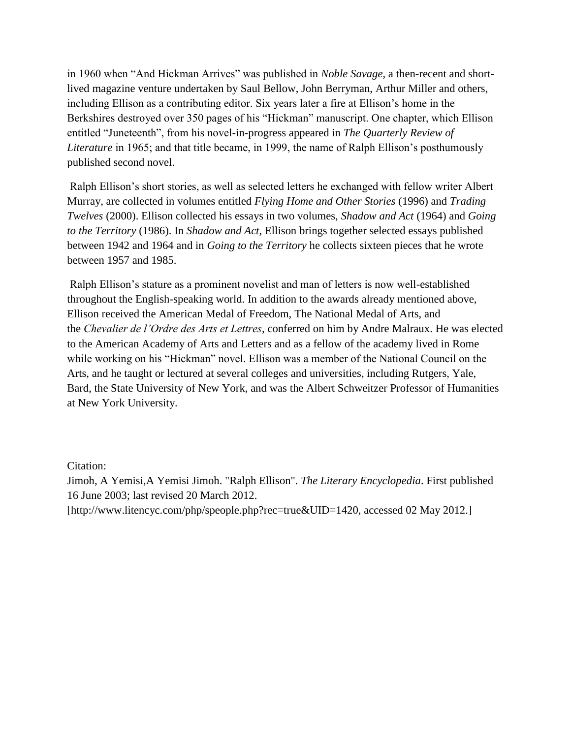in 1960 when "And Hickman Arrives" was published in *Noble Savage*, a then-recent and short-lived magazine venture undertaken by Saul Bellow, John Berryman, Arthur Miller and others, including Ellison as a contributing editor. Six years later a fire at Ellison's home in the Berkshires destroyed over 350 pages of his "Hickman" manuscript. One chapter, which Ellison entitled "Juneteenth", from his novel-in-progress appeared in *The Quarterly Review of Literature* in 1965; and that title became, in 1999, the name of Ralph Ellison's posthumously published second novel.

Ralph Ellison's short stories, as well as selected letters he exchanged with fellow writer Albert Murray, are collected in volumes entitled *Flying Home and Other Stories* (1996) and *Trading Twelves* (2000). Ellison collected his essays in two volumes, *Shadow and Act* (1964) and *Going to the Territory* (1986). In *Shadow and Act*, Ellison brings together selected essays published between 1942 and 1964 and in *Going to the Territory* he collects sixteen pieces that he wrote between 1957 and 1985.

Ralph Ellison's stature as a prominent novelist and man of letters is now well-established throughout the English-speaking world. In addition to the awards already mentioned above, Ellison received the American Medal of Freedom, The National Medal of Arts, and the *Chevalier de l'Ordre des Arts et Lettres*, conferred on him by Andre Malraux. He was elected to the American Academy of Arts and Letters and as a fellow of the academy lived in Rome while working on his "Hickman" novel. Ellison was a member of the National Council on the Arts, and he taught or lectured at several colleges and universities, including Rutgers, Yale, Bard, the State University of New York, and was the Albert Schweitzer Professor of Humanities at New York University.

Citation:
Jimoh, A Yemisi,A Yemisi Jimoh. "Ralph Ellison". *The Literary Encyclopedia*. First published 16 June 2003; last revised 20 March 2012.
[http://www.litencyc.com/php/speople.php?rec=true&UID=1420, accessed 02 May 2012.]